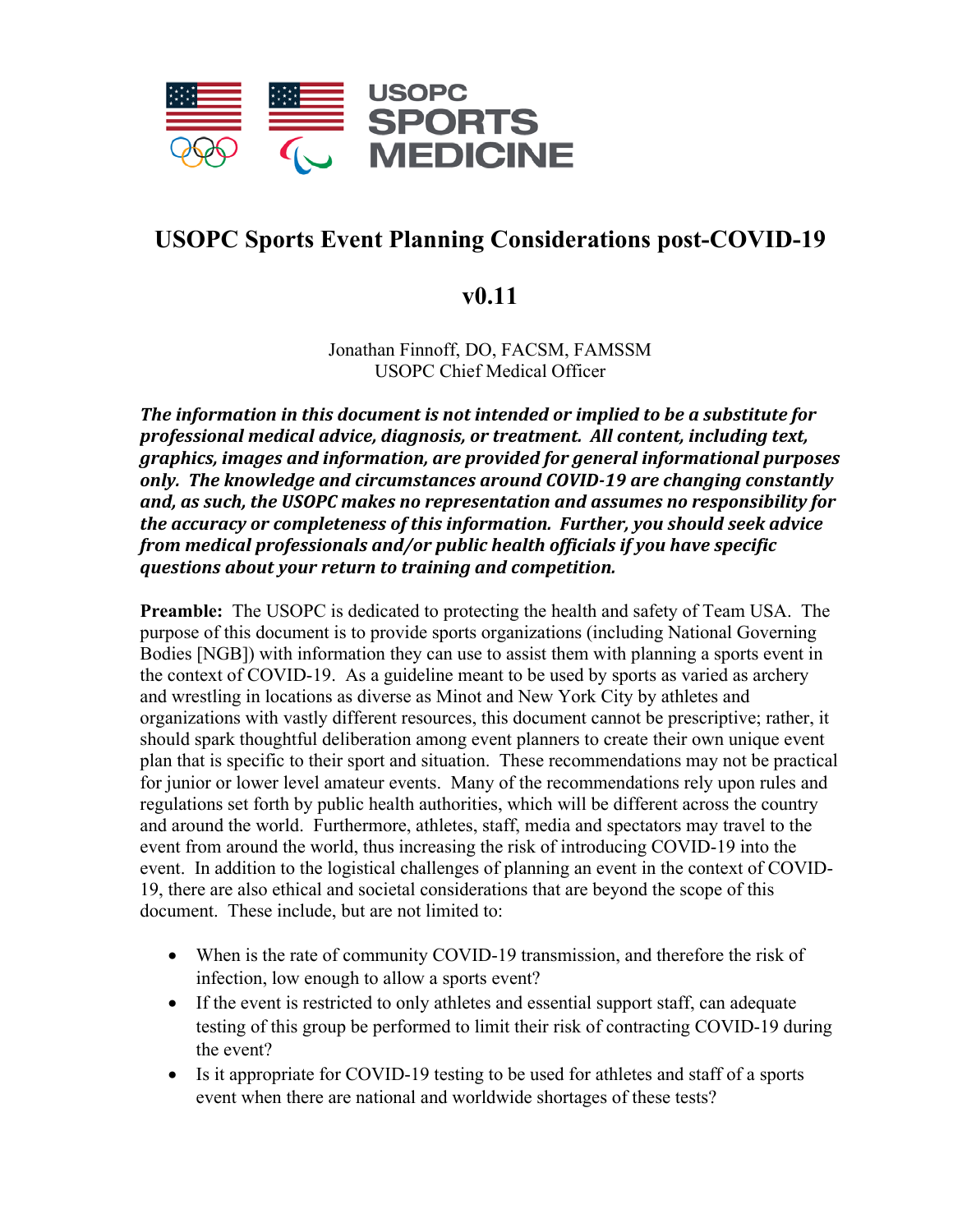USOPC SPORTS MEDICINE

# USOPC Sports Event Planning Considerations post-COVID-19

## v0.11

Jonathan Finnoff, DO, FACSM, FAMSSM
USOPC Chief Medical Officer

***The information in this document is not intended or implied to be a substitute for professional medical advice, diagnosis, or treatment. All content, including text, graphics, images and information, are provided for general informational purposes only. The knowledge and circumstances around COVID-19 are changing constantly and, as such, the USOPC makes no representation and assumes no responsibility for the accuracy or completeness of this information. Further, you should seek advice from medical professionals and/or public health officials if you have specific questions about your return to training and competition.***

**Preamble:** The USOPC is dedicated to protecting the health and safety of Team USA. The purpose of this document is to provide sports organizations (including National Governing Bodies [NGB]) with information they can use to assist them with planning a sports event in the context of COVID-19. As a guideline meant to be used by sports as varied as archery and wrestling in locations as diverse as Minot and New York City by athletes and organizations with vastly different resources, this document cannot be prescriptive; rather, it should spark thoughtful deliberation among event planners to create their own unique event plan that is specific to their sport and situation. These recommendations may not be practical for junior or lower level amateur events. Many of the recommendations rely upon rules and regulations set forth by public health authorities, which will be different across the country and around the world. Furthermore, athletes, staff, media and spectators may travel to the event from around the world, thus increasing the risk of introducing COVID-19 into the event. In addition to the logistical challenges of planning an event in the context of COVID-19, there are also ethical and societal considerations that are beyond the scope of this document. These include, but are not limited to:

- When is the rate of community COVID-19 transmission, and therefore the risk of infection, low enough to allow a sports event?
- If the event is restricted to only athletes and essential support staff, can adequate testing of this group be performed to limit their risk of contracting COVID-19 during the event?
- Is it appropriate for COVID-19 testing to be used for athletes and staff of a sports event when there are national and worldwide shortages of these tests?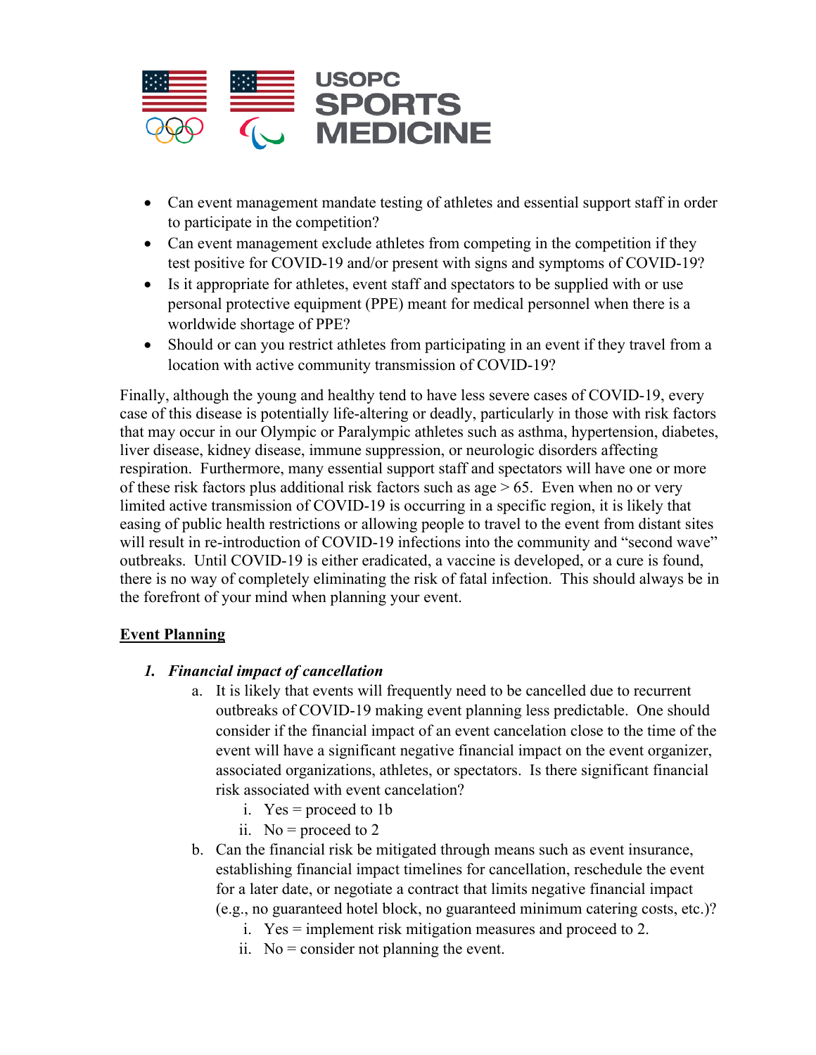- Can event management mandate testing of athletes and essential support staff in order to participate in the competition?
- Can event management exclude athletes from competing in the competition if they test positive for COVID-19 and/or present with signs and symptoms of COVID-19?
- Is it appropriate for athletes, event staff and spectators to be supplied with or use personal protective equipment (PPE) meant for medical personnel when there is a worldwide shortage of PPE?
- Should or can you restrict athletes from participating in an event if they travel from a location with active community transmission of COVID-19?

Finally, although the young and healthy tend to have less severe cases of COVID-19, every case of this disease is potentially life-altering or deadly, particularly in those with risk factors that may occur in our Olympic or Paralympic athletes such as asthma, hypertension, diabetes, liver disease, kidney disease, immune suppression, or neurologic disorders affecting respiration. Furthermore, many essential support staff and spectators will have one or more of these risk factors plus additional risk factors such as age > 65. Even when no or very limited active transmission of COVID-19 is occurring in a specific region, it is likely that easing of public health restrictions or allowing people to travel to the event from distant sites will result in re-introduction of COVID-19 infections into the community and "second wave" outbreaks. Until COVID-19 is either eradicated, a vaccine is developed, or a cure is found, there is no way of completely eliminating the risk of fatal infection. This should always be in the forefront of your mind when planning your event.

## Event Planning

1. ***Financial impact of cancellation***
   a. It is likely that events will frequently need to be cancelled due to recurrent outbreaks of COVID-19 making event planning less predictable. One should consider if the financial impact of an event cancelation close to the time of the event will have a significant negative financial impact on the event organizer, associated organizations, athletes, or spectators. Is there significant financial risk associated with event cancelation?
      i. Yes = proceed to 1b
      ii. No = proceed to 2
   b. Can the financial risk be mitigated through means such as event insurance, establishing financial impact timelines for cancellation, reschedule the event for a later date, or negotiate a contract that limits negative financial impact (e.g., no guaranteed hotel block, no guaranteed minimum catering costs, etc.)?
      i. Yes = implement risk mitigation measures and proceed to 2.
      ii. No = consider not planning the event.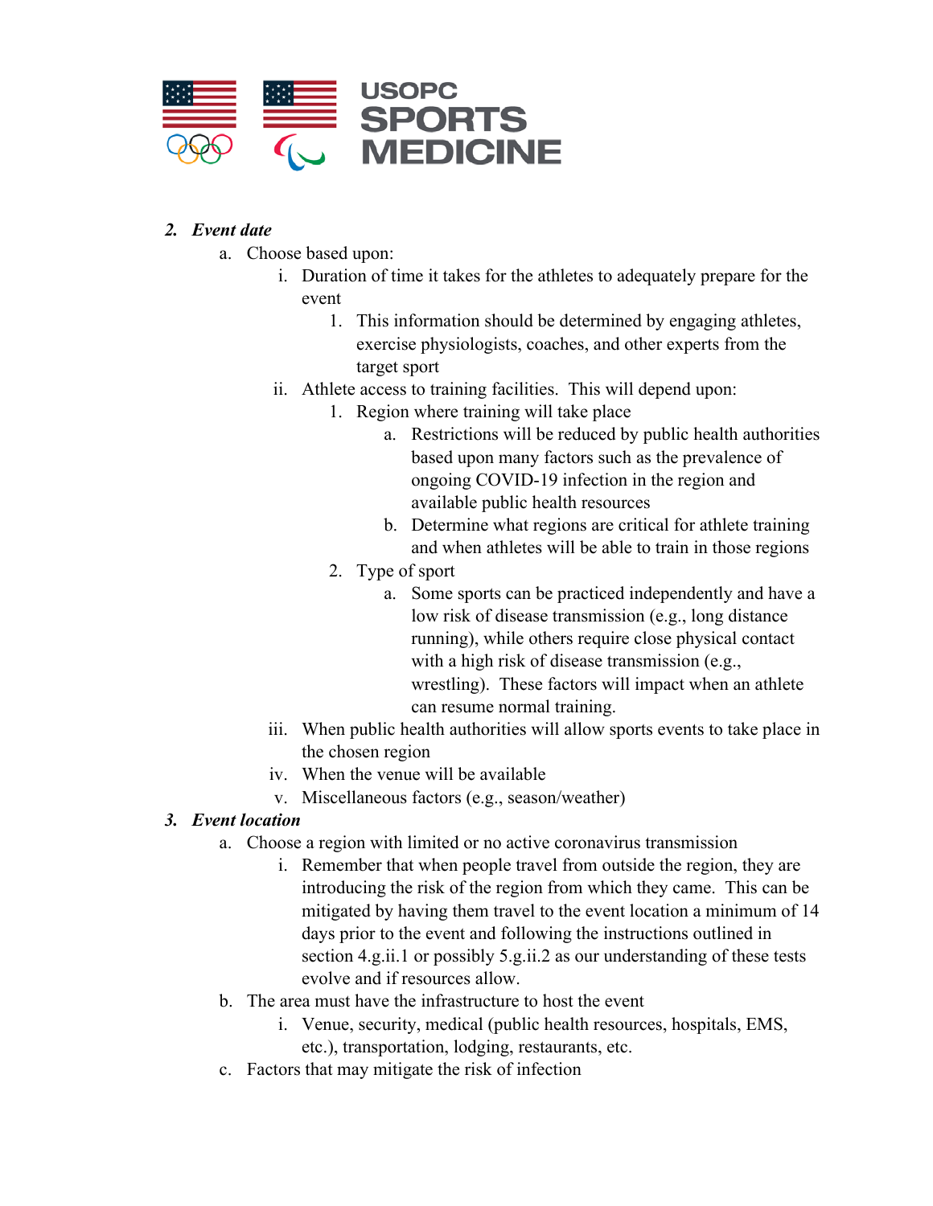2. ***Event date***
   a. Choose based upon:
      i. Duration of time it takes for the athletes to adequately prepare for the event
         1. This information should be determined by engaging athletes, exercise physiologists, coaches, and other experts from the target sport
      ii. Athlete access to training facilities. This will depend upon:
         1. Region where training will take place
            a. Restrictions will be reduced by public health authorities based upon many factors such as the prevalence of ongoing COVID-19 infection in the region and available public health resources
            b. Determine what regions are critical for athlete training and when athletes will be able to train in those regions
         2. Type of sport
            a. Some sports can be practiced independently and have a low risk of disease transmission (e.g., long distance running), while others require close physical contact with a high risk of disease transmission (e.g., wrestling). These factors will impact when an athlete can resume normal training.
      iii. When public health authorities will allow sports events to take place in the chosen region
      iv. When the venue will be available
      v. Miscellaneous factors (e.g., season/weather)
3. ***Event location***
   a. Choose a region with limited or no active coronavirus transmission
      i. Remember that when people travel from outside the region, they are introducing the risk of the region from which they came. This can be mitigated by having them travel to the event location a minimum of 14 days prior to the event and following the instructions outlined in section 4.g.ii.1 or possibly 5.g.ii.2 as our understanding of these tests evolve and if resources allow.
   b. The area must have the infrastructure to host the event
      i. Venue, security, medical (public health resources, hospitals, EMS, etc.), transportation, lodging, restaurants, etc.
   c. Factors that may mitigate the risk of infection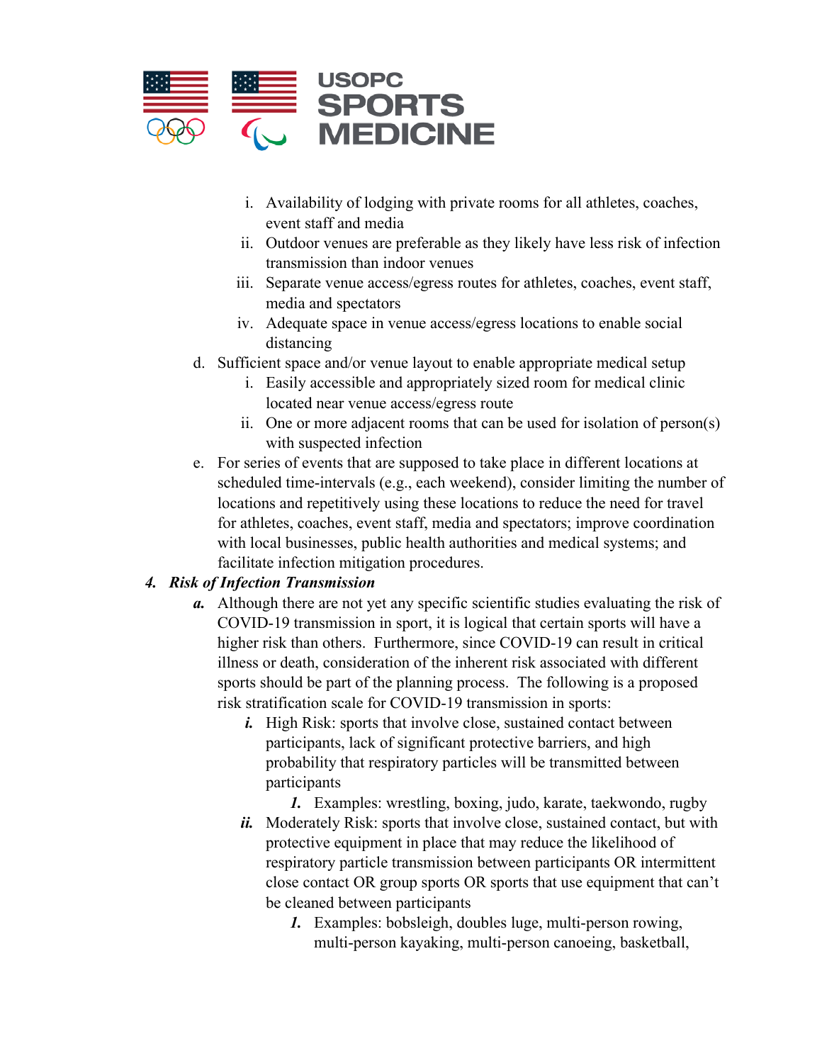i. Availability of lodging with private rooms for all athletes, coaches, event staff and media
ii. Outdoor venues are preferable as they likely have less risk of infection transmission than indoor venues
iii. Separate venue access/egress routes for athletes, coaches, event staff, media and spectators
iv. Adequate space in venue access/egress locations to enable social distancing

d. Sufficient space and/or venue layout to enable appropriate medical setup
   i. Easily accessible and appropriately sized room for medical clinic located near venue access/egress route
   ii. One or more adjacent rooms that can be used for isolation of person(s) with suspected infection

e. For series of events that are supposed to take place in different locations at scheduled time-intervals (e.g., each weekend), consider limiting the number of locations and repetitively using these locations to reduce the need for travel for athletes, coaches, event staff, media and spectators; improve coordination with local businesses, public health authorities and medical systems; and facilitate infection mitigation procedures.

***4. Risk of Infection Transmission***

***a.*** Although there are not yet any specific scientific studies evaluating the risk of COVID-19 transmission in sport, it is logical that certain sports will have a higher risk than others. Furthermore, since COVID-19 can result in critical illness or death, consideration of the inherent risk associated with different sports should be part of the planning process. The following is a proposed risk stratification scale for COVID-19 transmission in sports:

***i.*** High Risk: sports that involve close, sustained contact between participants, lack of significant protective barriers, and high probability that respiratory particles will be transmitted between participants

***1.*** Examples: wrestling, boxing, judo, karate, taekwondo, rugby

***ii.*** Moderately Risk: sports that involve close, sustained contact, but with protective equipment in place that may reduce the likelihood of respiratory particle transmission between participants OR intermittent close contact OR group sports OR sports that use equipment that can't be cleaned between participants

***1.*** Examples: bobsleigh, doubles luge, multi-person rowing, multi-person kayaking, multi-person canoeing, basketball,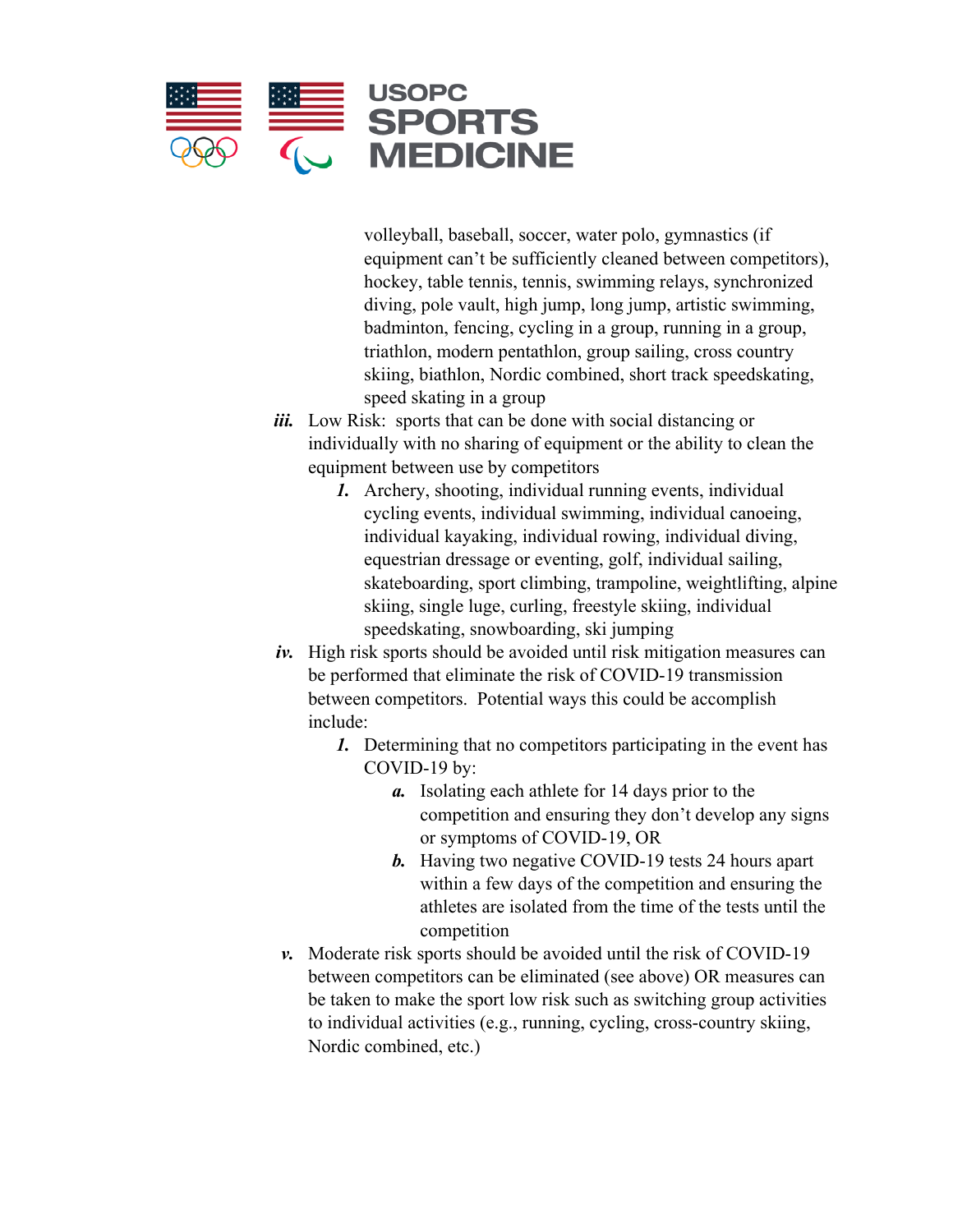volleyball, baseball, soccer, water polo, gymnastics (if equipment can't be sufficiently cleaned between competitors), hockey, table tennis, tennis, swimming relays, synchronized diving, pole vault, high jump, long jump, artistic swimming, badminton, fencing, cycling in a group, running in a group, triathlon, modern pentathlon, group sailing, cross country skiing, biathlon, Nordic combined, short track speedskating, speed skating in a group

***iii.*** Low Risk: sports that can be done with social distancing or individually with no sharing of equipment or the ability to clean the equipment between use by competitors

> ***1.*** Archery, shooting, individual running events, individual cycling events, individual swimming, individual canoeing, individual kayaking, individual rowing, individual diving, equestrian dressage or eventing, golf, individual sailing, skateboarding, sport climbing, trampoline, weightlifting, alpine skiing, single luge, curling, freestyle skiing, individual speedskating, snowboarding, ski jumping

***iv.*** High risk sports should be avoided until risk mitigation measures can be performed that eliminate the risk of COVID-19 transmission between competitors. Potential ways this could be accomplish include:

> ***1.*** Determining that no competitors participating in the event has COVID-19 by:
>
> > ***a.*** Isolating each athlete for 14 days prior to the competition and ensuring they don't develop any signs or symptoms of COVID-19, OR
> >
> > ***b.*** Having two negative COVID-19 tests 24 hours apart within a few days of the competition and ensuring the athletes are isolated from the time of the tests until the competition

***v.*** Moderate risk sports should be avoided until the risk of COVID-19 between competitors can be eliminated (see above) OR measures can be taken to make the sport low risk such as switching group activities to individual activities (e.g., running, cycling, cross-country skiing, Nordic combined, etc.)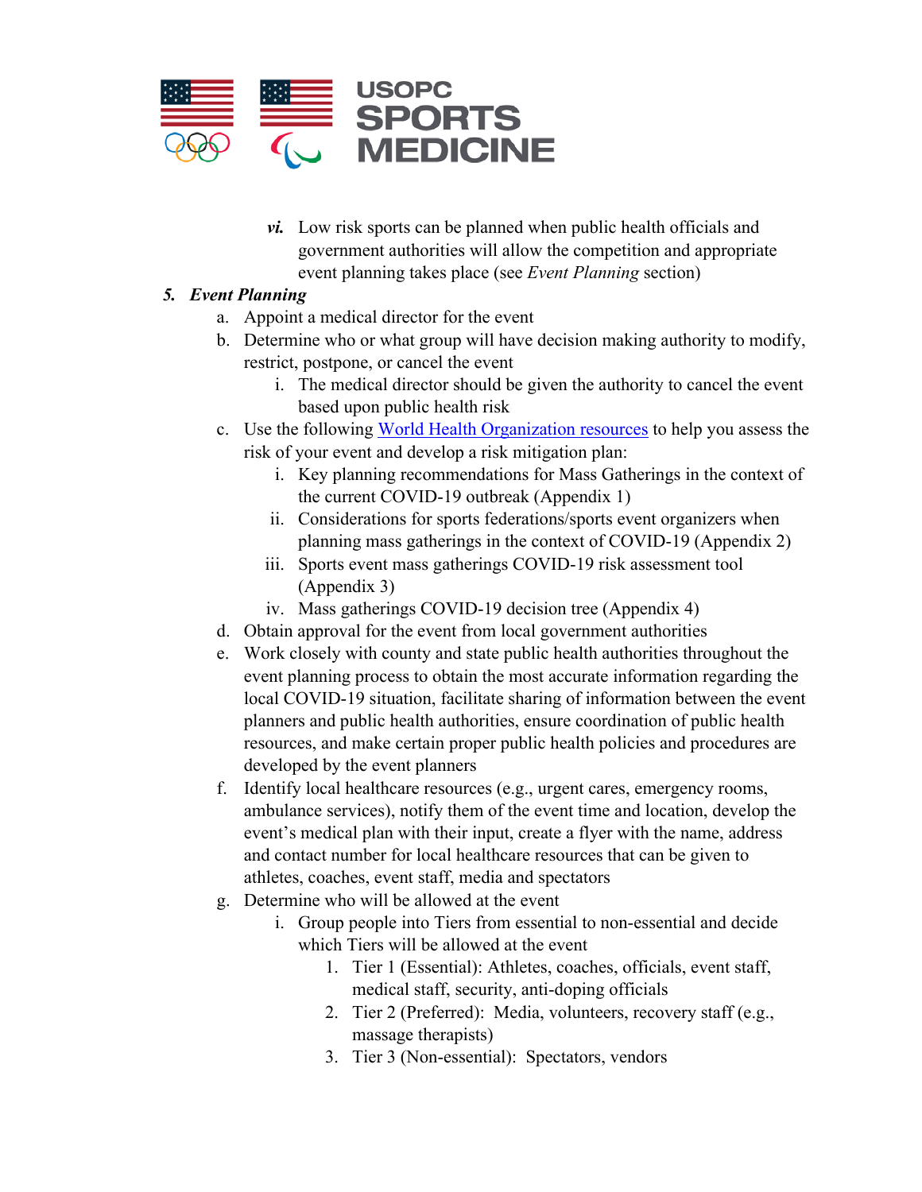vi. Low risk sports can be planned when public health officials and government authorities will allow the competition and appropriate event planning takes place (see *Event Planning* section)

5. ***Event Planning***
   a. Appoint a medical director for the event
   b. Determine who or what group will have decision making authority to modify, restrict, postpone, or cancel the event
      i. The medical director should be given the authority to cancel the event based upon public health risk
   c. Use the following World Health Organization resources to help you assess the risk of your event and develop a risk mitigation plan:
      i. Key planning recommendations for Mass Gatherings in the context of the current COVID-19 outbreak (Appendix 1)
      ii. Considerations for sports federations/sports event organizers when planning mass gatherings in the context of COVID-19 (Appendix 2)
      iii. Sports event mass gatherings COVID-19 risk assessment tool (Appendix 3)
      iv. Mass gatherings COVID-19 decision tree (Appendix 4)
   d. Obtain approval for the event from local government authorities
   e. Work closely with county and state public health authorities throughout the event planning process to obtain the most accurate information regarding the local COVID-19 situation, facilitate sharing of information between the event planners and public health authorities, ensure coordination of public health resources, and make certain proper public health policies and procedures are developed by the event planners
   f. Identify local healthcare resources (e.g., urgent cares, emergency rooms, ambulance services), notify them of the event time and location, develop the event's medical plan with their input, create a flyer with the name, address and contact number for local healthcare resources that can be given to athletes, coaches, event staff, media and spectators
   g. Determine who will be allowed at the event
      i. Group people into Tiers from essential to non-essential and decide which Tiers will be allowed at the event
         1. Tier 1 (Essential): Athletes, coaches, officials, event staff, medical staff, security, anti-doping officials
         2. Tier 2 (Preferred): Media, volunteers, recovery staff (e.g., massage therapists)
         3. Tier 3 (Non-essential): Spectators, vendors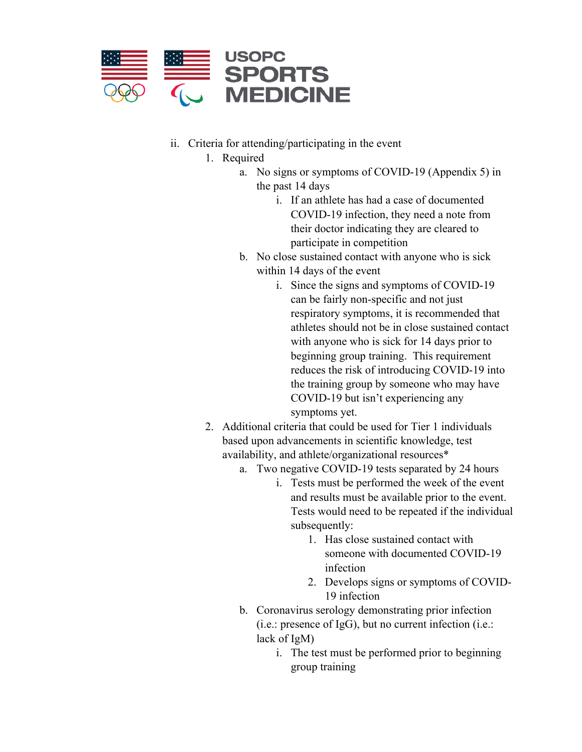ii. Criteria for attending/participating in the event

1. Required
    a. No signs or symptoms of COVID-19 (Appendix 5) in the past 14 days
        i. If an athlete has had a case of documented COVID-19 infection, they need a note from their doctor indicating they are cleared to participate in competition
    b. No close sustained contact with anyone who is sick within 14 days of the event
        i. Since the signs and symptoms of COVID-19 can be fairly non-specific and not just respiratory symptoms, it is recommended that athletes should not be in close sustained contact with anyone who is sick for 14 days prior to beginning group training. This requirement reduces the risk of introducing COVID-19 into the training group by someone who may have COVID-19 but isn't experiencing any symptoms yet.
2. Additional criteria that could be used for Tier 1 individuals based upon advancements in scientific knowledge, test availability, and athlete/organizational resources*
    a. Two negative COVID-19 tests separated by 24 hours
        i. Tests must be performed the week of the event and results must be available prior to the event. Tests would need to be repeated if the individual subsequently:
            1. Has close sustained contact with someone with documented COVID-19 infection
            2. Develops signs or symptoms of COVID-19 infection
    b. Coronavirus serology demonstrating prior infection (i.e.: presence of IgG), but no current infection (i.e.: lack of IgM)
        i. The test must be performed prior to beginning group training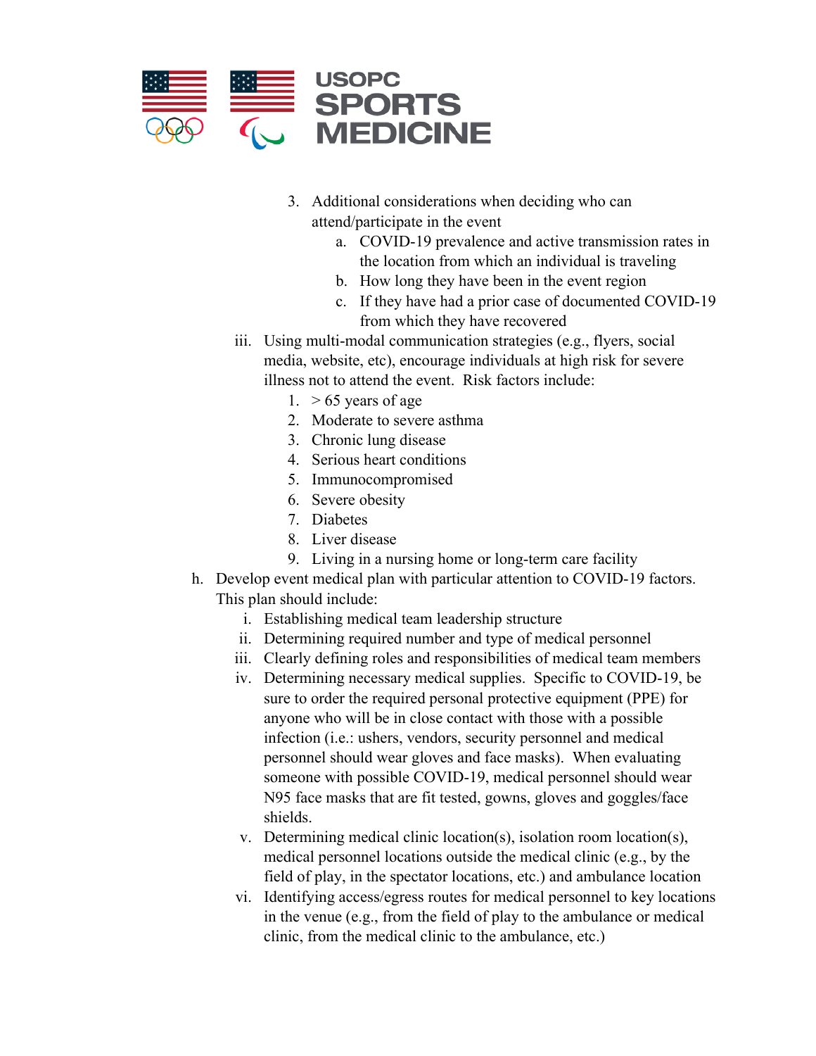3. Additional considerations when deciding who can attend/participate in the event
    a. COVID-19 prevalence and active transmission rates in the location from which an individual is traveling
    b. How long they have been in the event region
    c. If they have had a prior case of documented COVID-19 from which they have recovered

iii. Using multi-modal communication strategies (e.g., flyers, social media, website, etc), encourage individuals at high risk for severe illness not to attend the event. Risk factors include:
1. > 65 years of age
2. Moderate to severe asthma
3. Chronic lung disease
4. Serious heart conditions
5. Immunocompromised
6. Severe obesity
7. Diabetes
8. Liver disease
9. Living in a nursing home or long-term care facility

h. Develop event medical plan with particular attention to COVID-19 factors. This plan should include:

i. Establishing medical team leadership structure

ii. Determining required number and type of medical personnel

iii. Clearly defining roles and responsibilities of medical team members

iv. Determining necessary medical supplies. Specific to COVID-19, be sure to order the required personal protective equipment (PPE) for anyone who will be in close contact with those with a possible infection (i.e.: ushers, vendors, security personnel and medical personnel should wear gloves and face masks). When evaluating someone with possible COVID-19, medical personnel should wear N95 face masks that are fit tested, gowns, gloves and goggles/face shields.

v. Determining medical clinic location(s), isolation room location(s), medical personnel locations outside the medical clinic (e.g., by the field of play, in the spectator locations, etc.) and ambulance location

vi. Identifying access/egress routes for medical personnel to key locations in the venue (e.g., from the field of play to the ambulance or medical clinic, from the medical clinic to the ambulance, etc.)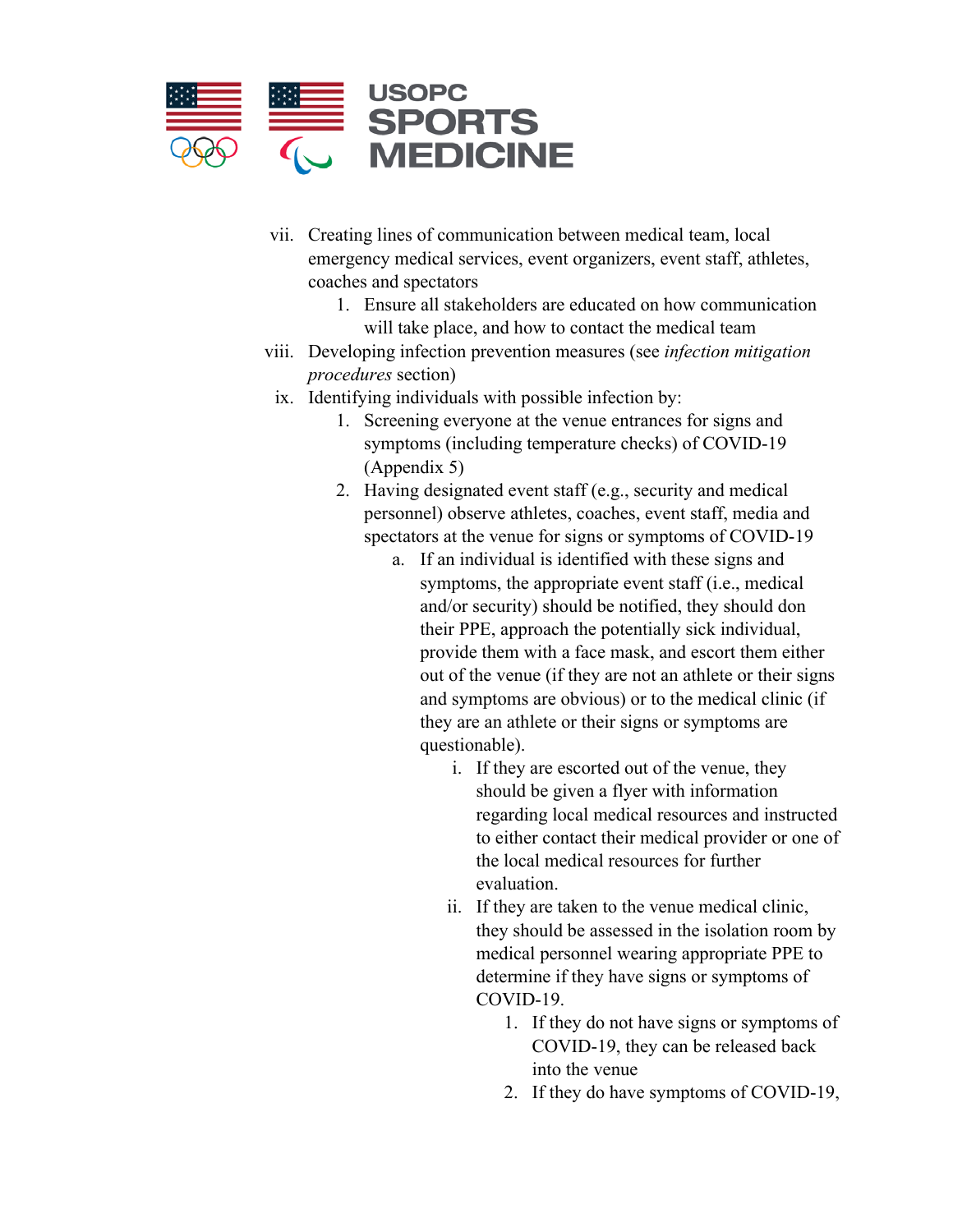vii. Creating lines of communication between medical team, local emergency medical services, event organizers, event staff, athletes, coaches and spectators
    1. Ensure all stakeholders are educated on how communication will take place, and how to contact the medical team

viii. Developing infection prevention measures (see *infection mitigation procedures* section)

ix. Identifying individuals with possible infection by:
    1. Screening everyone at the venue entrances for signs and symptoms (including temperature checks) of COVID-19 (Appendix 5)
    2. Having designated event staff (e.g., security and medical personnel) observe athletes, coaches, event staff, media and spectators at the venue for signs or symptoms of COVID-19
        a. If an individual is identified with these signs and symptoms, the appropriate event staff (i.e., medical and/or security) should be notified, they should don their PPE, approach the potentially sick individual, provide them with a face mask, and escort them either out of the venue (if they are not an athlete or their signs and symptoms are obvious) or to the medical clinic (if they are an athlete or their signs or symptoms are questionable).
            i. If they are escorted out of the venue, they should be given a flyer with information regarding local medical resources and instructed to either contact their medical provider or one of the local medical resources for further evaluation.
            ii. If they are taken to the venue medical clinic, they should be assessed in the isolation room by medical personnel wearing appropriate PPE to determine if they have signs or symptoms of COVID-19.
                1. If they do not have signs or symptoms of COVID-19, they can be released back into the venue
                2. If they do have symptoms of COVID-19,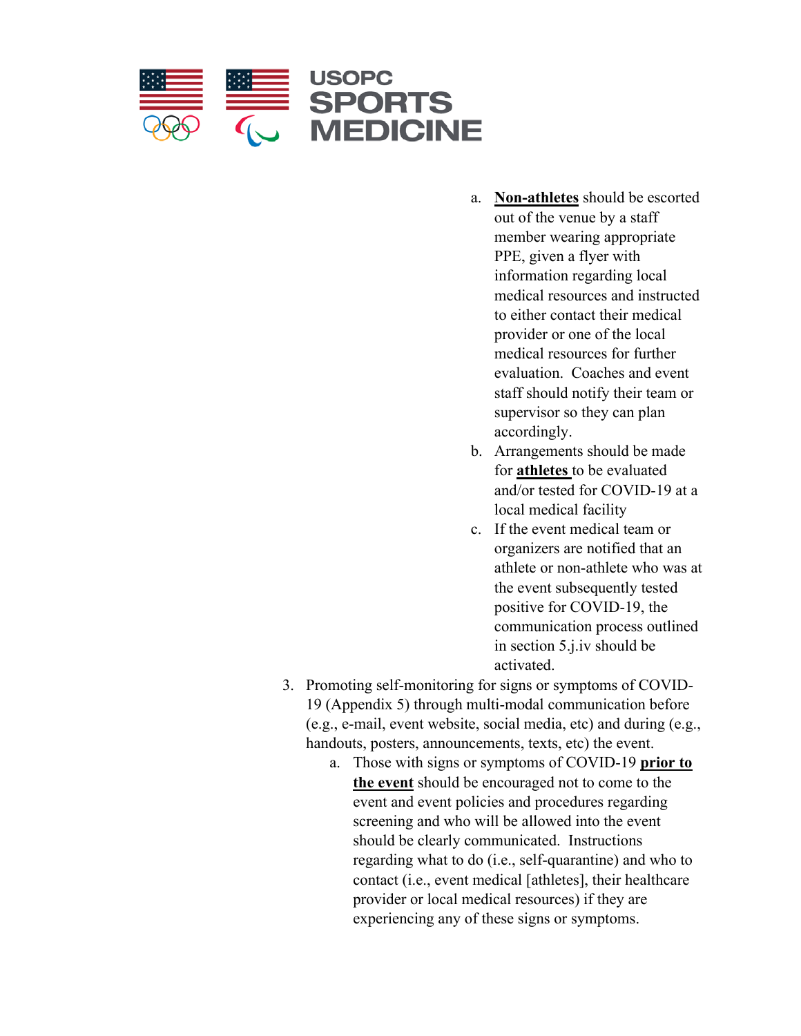a. **Non-athletes** should be escorted out of the venue by a staff member wearing appropriate PPE, given a flyer with information regarding local medical resources and instructed to either contact their medical provider or one of the local medical resources for further evaluation. Coaches and event staff should notify their team or supervisor so they can plan accordingly.

b. Arrangements should be made for **athletes** to be evaluated and/or tested for COVID-19 at a local medical facility

c. If the event medical team or organizers are notified that an athlete or non-athlete who was at the event subsequently tested positive for COVID-19, the communication process outlined in section 5.j.iv should be activated.

3. Promoting self-monitoring for signs or symptoms of COVID-19 (Appendix 5) through multi-modal communication before (e.g., e-mail, event website, social media, etc) and during (e.g., handouts, posters, announcements, texts, etc) the event.
   a. Those with signs or symptoms of COVID-19 **prior to the event** should be encouraged not to come to the event and event policies and procedures regarding screening and who will be allowed into the event should be clearly communicated. Instructions regarding what to do (i.e., self-quarantine) and who to contact (i.e., event medical [athletes], their healthcare provider or local medical resources) if they are experiencing any of these signs or symptoms.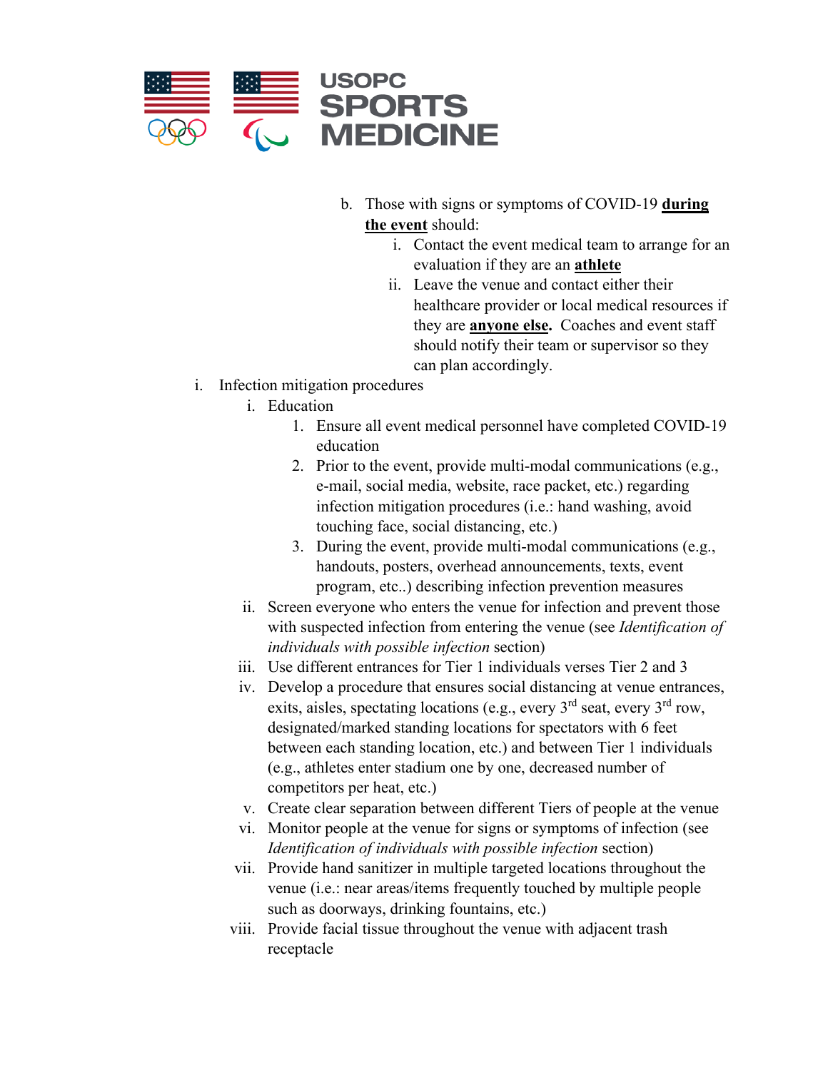b. Those with signs or symptoms of COVID-19 **during the event** should:
   i. Contact the event medical team to arrange for an evaluation if they are an **athlete**
   ii. Leave the venue and contact either their healthcare provider or local medical resources if they are **anyone else.** Coaches and event staff should notify their team or supervisor so they can plan accordingly.

i. Infection mitigation procedures
   i. Education
      1. Ensure all event medical personnel have completed COVID-19 education
      2. Prior to the event, provide multi-modal communications (e.g., e-mail, social media, website, race packet, etc.) regarding infection mitigation procedures (i.e.: hand washing, avoid touching face, social distancing, etc.)
      3. During the event, provide multi-modal communications (e.g., handouts, posters, overhead announcements, texts, event program, etc..) describing infection prevention measures
   ii. Screen everyone who enters the venue for infection and prevent those with suspected infection from entering the venue (see *Identification of individuals with possible infection* section)
   iii. Use different entrances for Tier 1 individuals verses Tier 2 and 3
   iv. Develop a procedure that ensures social distancing at venue entrances, exits, aisles, spectating locations (e.g., every 3rd seat, every 3rd row, designated/marked standing locations for spectators with 6 feet between each standing location, etc.) and between Tier 1 individuals (e.g., athletes enter stadium one by one, decreased number of competitors per heat, etc.)
   v. Create clear separation between different Tiers of people at the venue
   vi. Monitor people at the venue for signs or symptoms of infection (see *Identification of individuals with possible infection* section)
   vii. Provide hand sanitizer in multiple targeted locations throughout the venue (i.e.: near areas/items frequently touched by multiple people such as doorways, drinking fountains, etc.)
   viii. Provide facial tissue throughout the venue with adjacent trash receptacle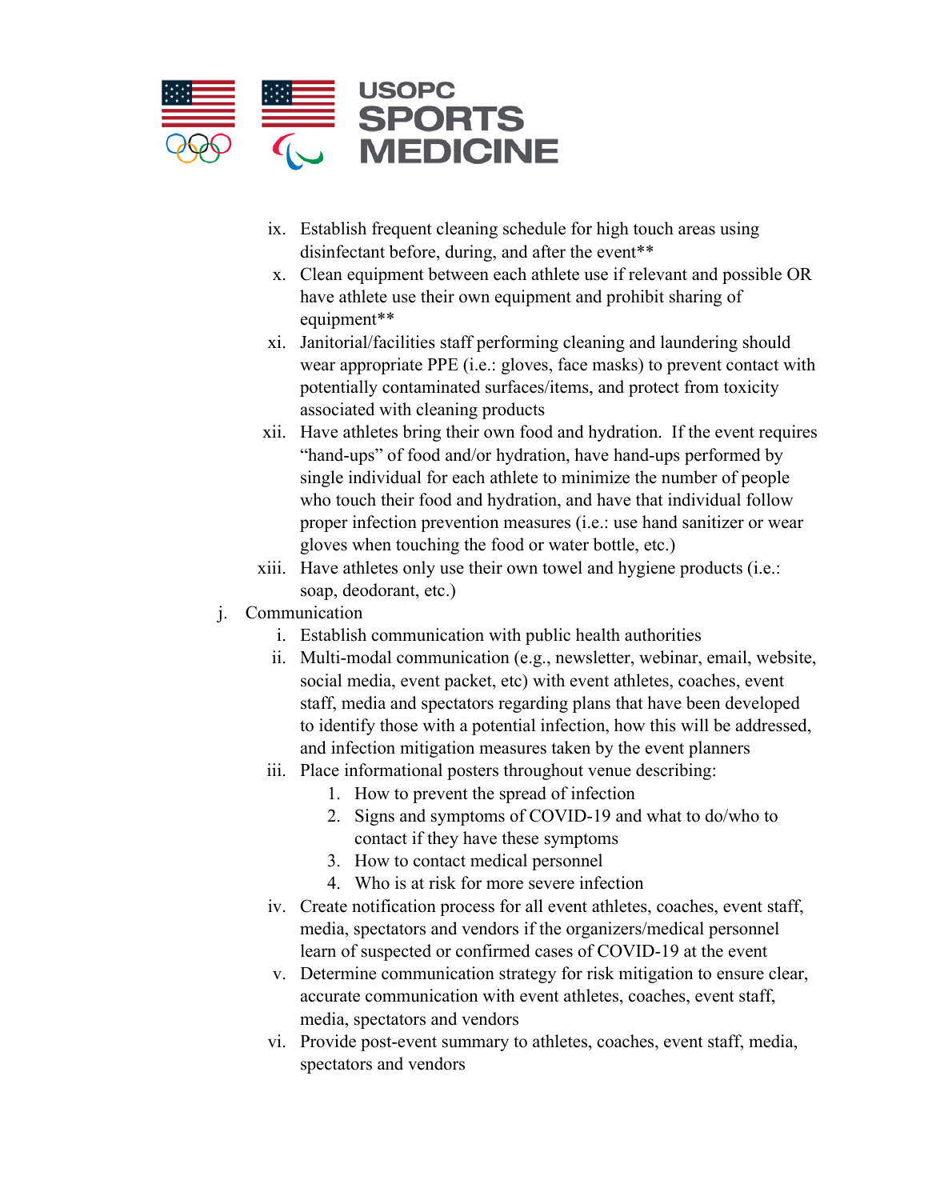ix. Establish frequent cleaning schedule for high touch areas using disinfectant before, during, and after the event**

x. Clean equipment between each athlete use if relevant and possible OR have athlete use their own equipment and prohibit sharing of equipment**

xi. Janitorial/facilities staff performing cleaning and laundering should wear appropriate PPE (i.e.: gloves, face masks) to prevent contact with potentially contaminated surfaces/items, and protect from toxicity associated with cleaning products

xii. Have athletes bring their own food and hydration. If the event requires "hand-ups" of food and/or hydration, have hand-ups performed by single individual for each athlete to minimize the number of people who touch their food and hydration, and have that individual follow proper infection prevention measures (i.e.: use hand sanitizer or wear gloves when touching the food or water bottle, etc.)

xiii. Have athletes only use their own towel and hygiene products (i.e.: soap, deodorant, etc.)

j. Communication

i. Establish communication with public health authorities

ii. Multi-modal communication (e.g., newsletter, webinar, email, website, social media, event packet, etc) with event athletes, coaches, event staff, media and spectators regarding plans that have been developed to identify those with a potential infection, how this will be addressed, and infection mitigation measures taken by the event planners

iii. Place informational posters throughout venue describing:

1. How to prevent the spread of infection
2. Signs and symptoms of COVID-19 and what to do/who to contact if they have these symptoms
3. How to contact medical personnel
4. Who is at risk for more severe infection

iv. Create notification process for all event athletes, coaches, event staff, media, spectators and vendors if the organizers/medical personnel learn of suspected or confirmed cases of COVID-19 at the event

v. Determine communication strategy for risk mitigation to ensure clear, accurate communication with event athletes, coaches, event staff, media, spectators and vendors

vi. Provide post-event summary to athletes, coaches, event staff, media, spectators and vendors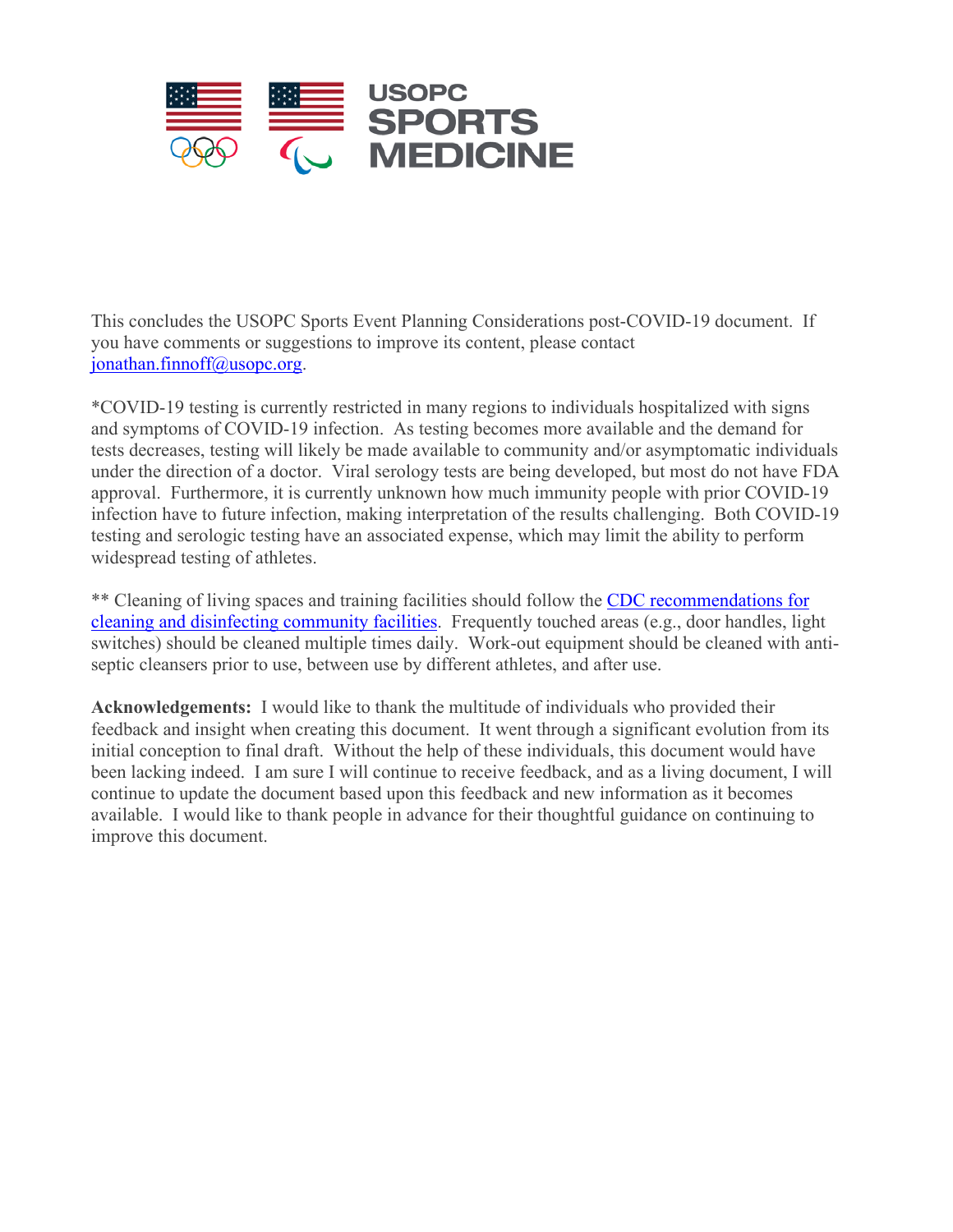USOPC SPORTS MEDICINE

This concludes the USOPC Sports Event Planning Considerations post-COVID-19 document. If you have comments or suggestions to improve its content, please contact [jonathan.finnoff@usopc.org](mailto:jonathan.finnoff@usopc.org).

*COVID-19 testing is currently restricted in many regions to individuals hospitalized with signs and symptoms of COVID-19 infection. As testing becomes more available and the demand for tests decreases, testing will likely be made available to community and/or asymptomatic individuals under the direction of a doctor. Viral serology tests are being developed, but most do not have FDA approval. Furthermore, it is currently unknown how much immunity people with prior COVID-19 infection have to future infection, making interpretation of the results challenging. Both COVID-19 testing and serologic testing have an associated expense, which may limit the ability to perform widespread testing of athletes.

** Cleaning of living spaces and training facilities should follow the CDC recommendations for cleaning and disinfecting community facilities. Frequently touched areas (e.g., door handles, light switches) should be cleaned multiple times daily. Work-out equipment should be cleaned with anti-septic cleansers prior to use, between use by different athletes, and after use.

**Acknowledgements:** I would like to thank the multitude of individuals who provided their feedback and insight when creating this document. It went through a significant evolution from its initial conception to final draft. Without the help of these individuals, this document would have been lacking indeed. I am sure I will continue to receive feedback, and as a living document, I will continue to update the document based upon this feedback and new information as it becomes available. I would like to thank people in advance for their thoughtful guidance on continuing to improve this document.